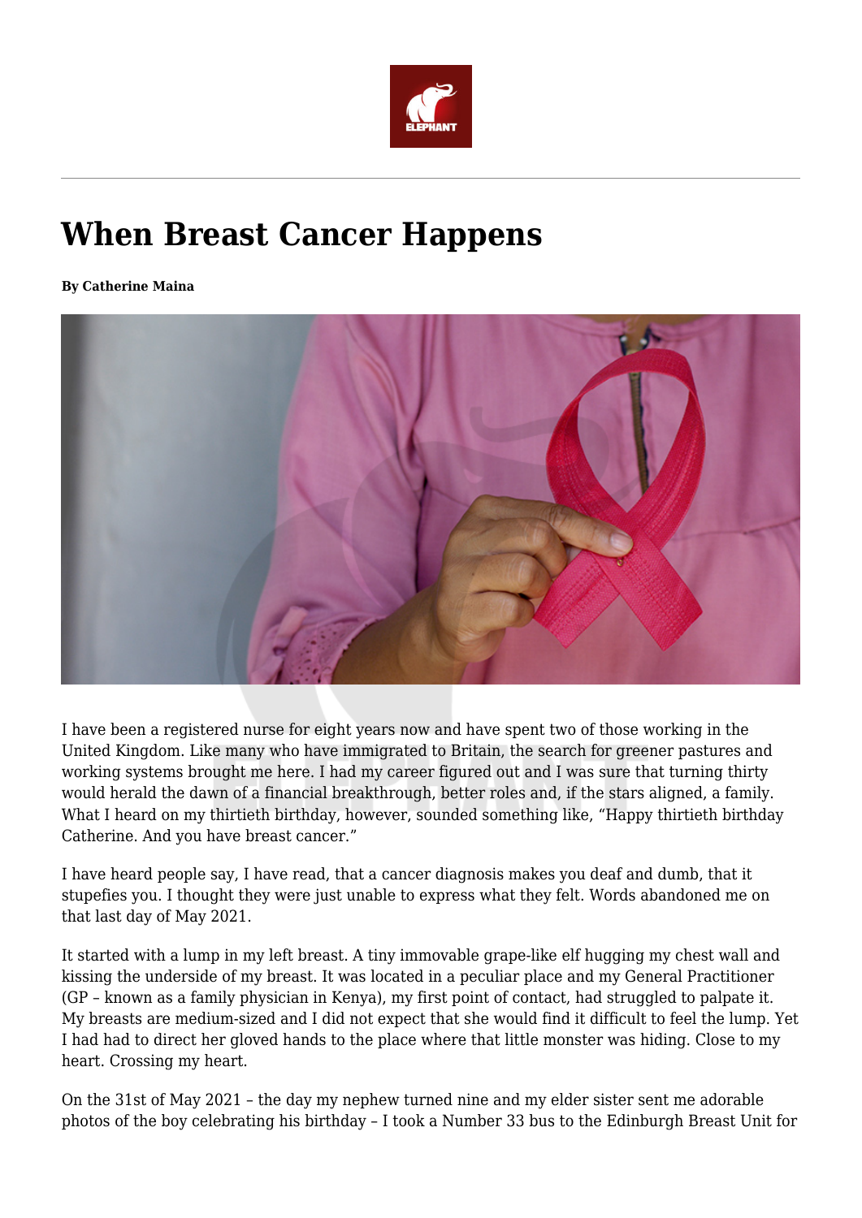# When Breast Cancer Happens

**By Catherine Maina**

I have been a registered nurse for eight years now and have spent two of those working in the United Kingdom. Like many who have immigrated to Britain, the search for greener pastures and working systems brought me here. I had my career figured out and I was sure that turning thirty would herald the dawn of a financial breakthrough, better roles and, if the stars aligned, a family. What I heard on my thirtieth birthday, however, sounded something like, "Happy thirtieth birthday Catherine. And you have breast cancer."

I have heard people say, I have read, that a cancer diagnosis makes you deaf and dumb, that it stupefies you. I thought they were just unable to express what they felt. Words abandoned me on that last day of May 2021.

It started with a lump in my left breast. A tiny immovable grape-like elf hugging my chest wall and kissing the underside of my breast. It was located in a peculiar place and my General Practitioner (GP – known as a family physician in Kenya), my first point of contact, had struggled to palpate it. My breasts are medium-sized and I did not expect that she would find it difficult to feel the lump. Yet I had had to direct her gloved hands to the place where that little monster was hiding. Close to my heart. Crossing my heart.

On the 31st of May 2021 – the day my nephew turned nine and my elder sister sent me adorable photos of the boy celebrating his birthday – I took a Number 33 bus to the Edinburgh Breast Unit for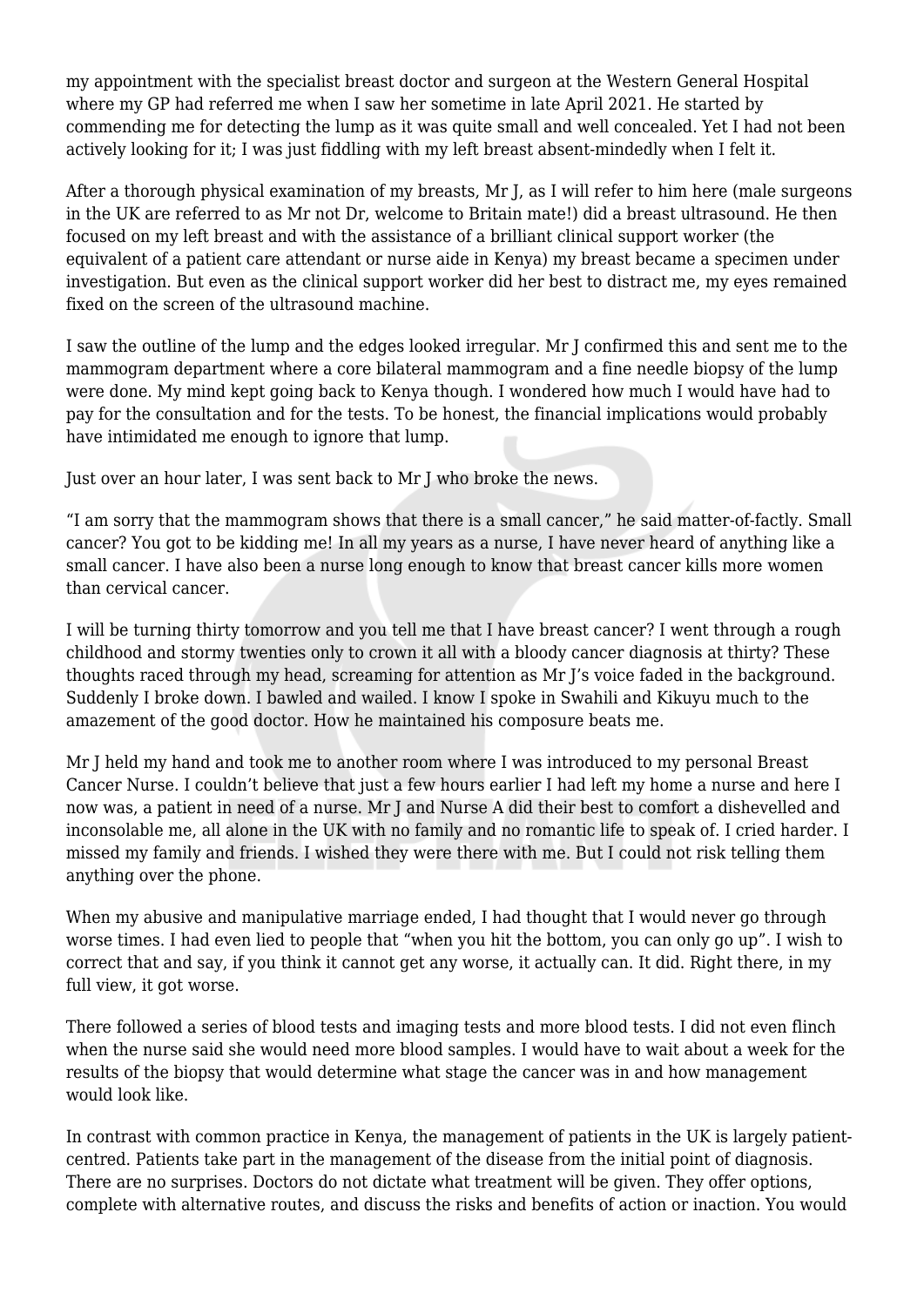my appointment with the specialist breast doctor and surgeon at the Western General Hospital where my GP had referred me when I saw her sometime in late April 2021. He started by commending me for detecting the lump as it was quite small and well concealed. Yet I had not been actively looking for it; I was just fiddling with my left breast absent-mindedly when I felt it.

After a thorough physical examination of my breasts, Mr J, as I will refer to him here (male surgeons in the UK are referred to as Mr not Dr, welcome to Britain mate!) did a breast ultrasound. He then focused on my left breast and with the assistance of a brilliant clinical support worker (the equivalent of a patient care attendant or nurse aide in Kenya) my breast became a specimen under investigation. But even as the clinical support worker did her best to distract me, my eyes remained fixed on the screen of the ultrasound machine.

I saw the outline of the lump and the edges looked irregular. Mr J confirmed this and sent me to the mammogram department where a core bilateral mammogram and a fine needle biopsy of the lump were done. My mind kept going back to Kenya though. I wondered how much I would have had to pay for the consultation and for the tests. To be honest, the financial implications would probably have intimidated me enough to ignore that lump.

Just over an hour later, I was sent back to Mr J who broke the news.

"I am sorry that the mammogram shows that there is a small cancer," he said matter-of-factly. Small cancer? You got to be kidding me! In all my years as a nurse, I have never heard of anything like a small cancer. I have also been a nurse long enough to know that breast cancer kills more women than cervical cancer.

I will be turning thirty tomorrow and you tell me that I have breast cancer? I went through a rough childhood and stormy twenties only to crown it all with a bloody cancer diagnosis at thirty? These thoughts raced through my head, screaming for attention as Mr J's voice faded in the background. Suddenly I broke down. I bawled and wailed. I know I spoke in Swahili and Kikuyu much to the amazement of the good doctor. How he maintained his composure beats me.

Mr J held my hand and took me to another room where I was introduced to my personal Breast Cancer Nurse. I couldn't believe that just a few hours earlier I had left my home a nurse and here I now was, a patient in need of a nurse. Mr J and Nurse A did their best to comfort a dishevelled and inconsolable me, all alone in the UK with no family and no romantic life to speak of. I cried harder. I missed my family and friends. I wished they were there with me. But I could not risk telling them anything over the phone.

When my abusive and manipulative marriage ended, I had thought that I would never go through worse times. I had even lied to people that "when you hit the bottom, you can only go up". I wish to correct that and say, if you think it cannot get any worse, it actually can. It did. Right there, in my full view, it got worse.

There followed a series of blood tests and imaging tests and more blood tests. I did not even flinch when the nurse said she would need more blood samples. I would have to wait about a week for the results of the biopsy that would determine what stage the cancer was in and how management would look like.

In contrast with common practice in Kenya, the management of patients in the UK is largely patient-centred. Patients take part in the management of the disease from the initial point of diagnosis. There are no surprises. Doctors do not dictate what treatment will be given. They offer options, complete with alternative routes, and discuss the risks and benefits of action or inaction. You would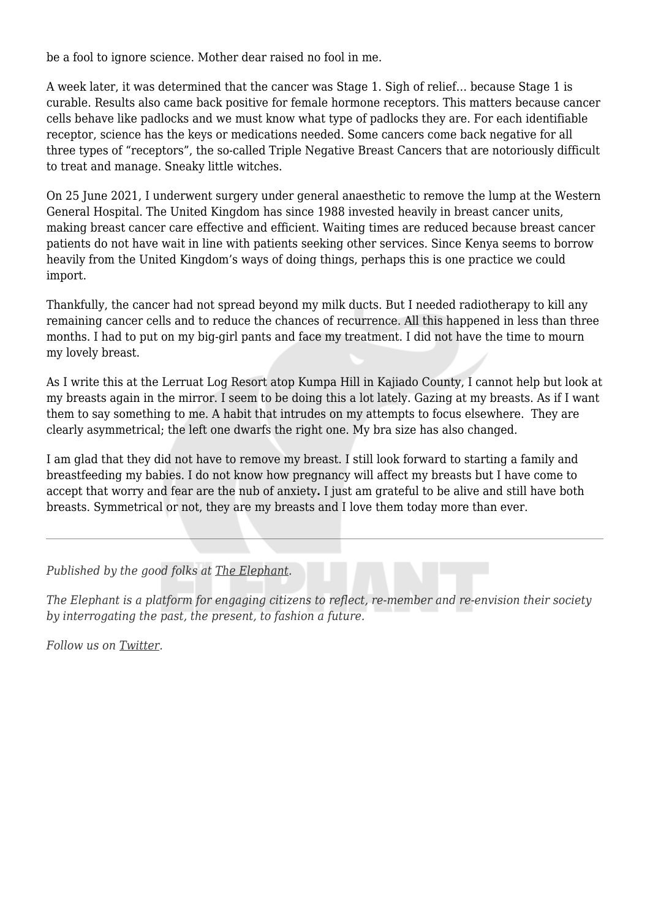be a fool to ignore science. Mother dear raised no fool in me.

A week later, it was determined that the cancer was Stage 1. Sigh of relief… because Stage 1 is curable. Results also came back positive for female hormone receptors. This matters because cancer cells behave like padlocks and we must know what type of padlocks they are. For each identifiable receptor, science has the keys or medications needed. Some cancers come back negative for all three types of "receptors", the so-called Triple Negative Breast Cancers that are notoriously difficult to treat and manage. Sneaky little witches.

On 25 June 2021, I underwent surgery under general anaesthetic to remove the lump at the Western General Hospital. The United Kingdom has since 1988 invested heavily in breast cancer units, making breast cancer care effective and efficient. Waiting times are reduced because breast cancer patients do not have wait in line with patients seeking other services. Since Kenya seems to borrow heavily from the United Kingdom's ways of doing things, perhaps this is one practice we could import.

Thankfully, the cancer had not spread beyond my milk ducts. But I needed radiotherapy to kill any remaining cancer cells and to reduce the chances of recurrence. All this happened in less than three months. I had to put on my big-girl pants and face my treatment. I did not have the time to mourn my lovely breast.

As I write this at the Lerruat Log Resort atop Kumpa Hill in Kajiado County, I cannot help but look at my breasts again in the mirror. I seem to be doing this a lot lately. Gazing at my breasts. As if I want them to say something to me. A habit that intrudes on my attempts to focus elsewhere. They are clearly asymmetrical; the left one dwarfs the right one. My bra size has also changed.

I am glad that they did not have to remove my breast. I still look forward to starting a family and breastfeeding my babies. I do not know how pregnancy will affect my breasts but I have come to accept that worry and fear are the nub of anxiety**.** I just am grateful to be alive and still have both breasts. Symmetrical or not, they are my breasts and I love them today more than ever.

---

*Published by the good folks at The Elephant.*

*The Elephant is a platform for engaging citizens to reflect, re-member and re-envision their society by interrogating the past, the present, to fashion a future.*

*Follow us on Twitter.*